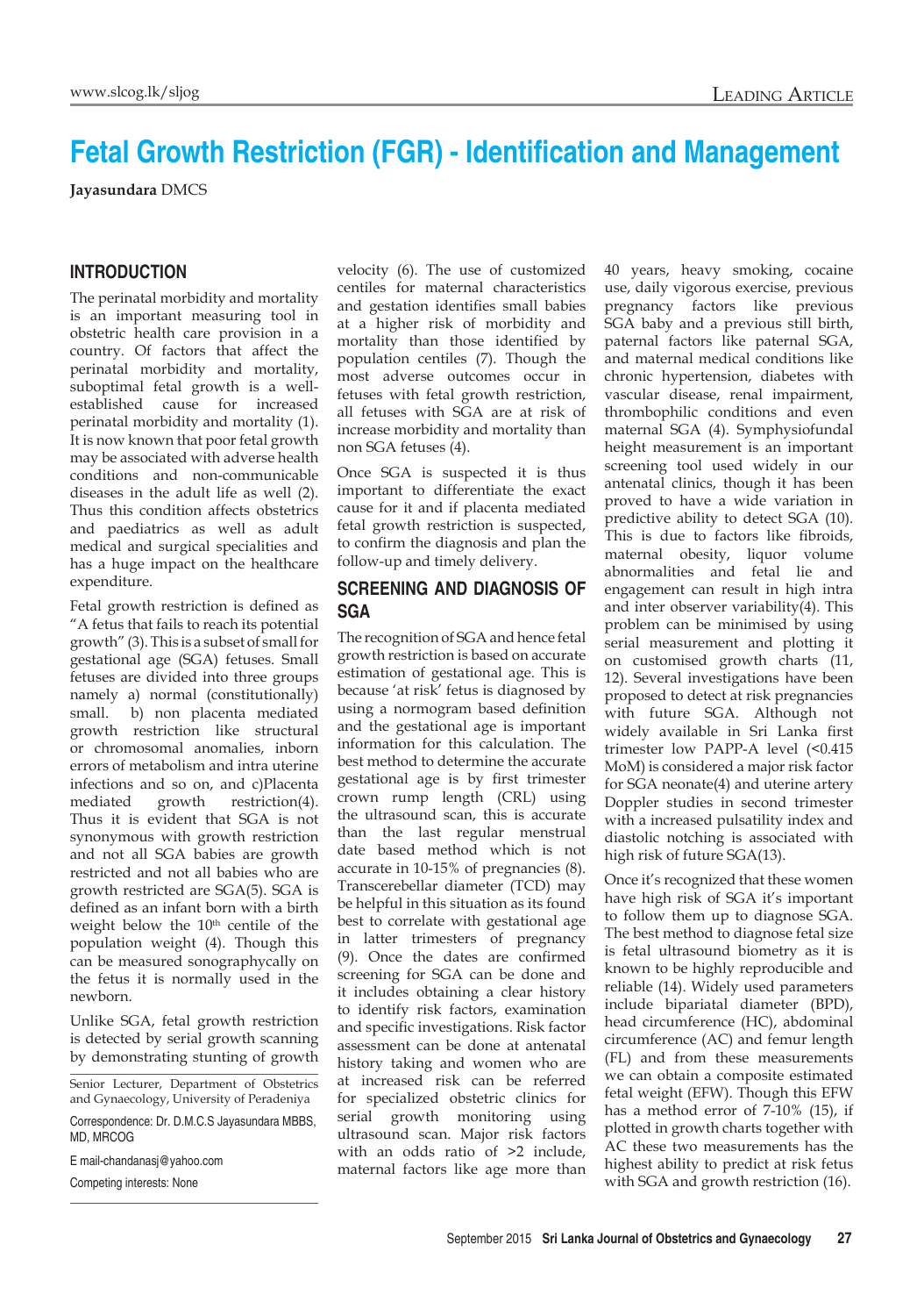# Fetal Growth Restriction (FGR) - Identification and Management

**Jayasundara** DMCS

## INTRODUCTION

The perinatal morbidity and mortality is an important measuring tool in obstetric health care provision in a country. Of factors that affect the perinatal morbidity and mortality, suboptimal fetal growth is a well-established cause for increased perinatal morbidity and mortality (1). It is now known that poor fetal growth may be associated with adverse health conditions and non-communicable diseases in the adult life as well (2). Thus this condition affects obstetrics and paediatrics as well as adult medical and surgical specialities and has a huge impact on the healthcare expenditure.

Fetal growth restriction is defined as "A fetus that fails to reach its potential growth" (3). This is a subset of small for gestational age (SGA) fetuses. Small fetuses are divided into three groups namely a) normal (constitutionally) small. b) non placenta mediated growth restriction like structural or chromosomal anomalies, inborn errors of metabolism and intra uterine infections and so on, and c)Placenta mediated growth restriction(4). Thus it is evident that SGA is not synonymous with growth restriction and not all SGA babies are growth restricted and not all babies who are growth restricted are SGA(5). SGA is defined as an infant born with a birth weight below the 10th centile of the population weight (4). Though this can be measured sonographically on the fetus it is normally used in the newborn.

Unlike SGA, fetal growth restriction is detected by serial growth scanning by demonstrating stunting of growth velocity (6). The use of customized centiles for maternal characteristics and gestation identifies small babies at a higher risk of morbidity and mortality than those identified by population centiles (7). Though the most adverse outcomes occur in fetuses with fetal growth restriction, all fetuses with SGA are at risk of increase morbidity and mortality than non SGA fetuses (4).

Once SGA is suspected it is thus important to differentiate the exact cause for it and if placenta mediated fetal growth restriction is suspected, to confirm the diagnosis and plan the follow-up and timely delivery.

## SCREENING AND DIAGNOSIS OF SGA

The recognition of SGA and hence fetal growth restriction is based on accurate estimation of gestational age. This is because 'at risk' fetus is diagnosed by using a normogram based definition and the gestational age is important information for this calculation. The best method to determine the accurate gestational age is by first trimester crown rump length (CRL) using the ultrasound scan, this is accurate than the last regular menstrual date based method which is not accurate in 10-15% of pregnancies (8). Transcerebellar diameter (TCD) may be helpful in this situation as its found best to correlate with gestational age in latter trimesters of pregnancy (9). Once the dates are confirmed screening for SGA can be done and it includes obtaining a clear history to identify risk factors, examination and specific investigations. Risk factor assessment can be done at antenatal history taking and women who are at increased risk can be referred for specialized obstetric clinics for serial growth monitoring using ultrasound scan. Major risk factors with an odds ratio of >2 include, maternal factors like age more than 40 years, heavy smoking, cocaine use, daily vigorous exercise, previous pregnancy factors like previous SGA baby and a previous still birth, paternal factors like paternal SGA, and maternal medical conditions like chronic hypertension, diabetes with vascular disease, renal impairment, thrombophilic conditions and even maternal SGA (4). Symphysiofundal height measurement is an important screening tool used widely in our antenatal clinics, though it has been proved to have a wide variation in predictive ability to detect SGA (10). This is due to factors like fibroids, maternal obesity, liquor volume abnormalities and fetal lie and engagement can result in high intra and inter observer variability(4). This problem can be minimised by using serial measurement and plotting it on customised growth charts (11, 12). Several investigations have been proposed to detect at risk pregnancies with future SGA. Although not widely available in Sri Lanka first trimester low PAPP-A level (<0.415 MoM) is considered a major risk factor for SGA neonate(4) and uterine artery Doppler studies in second trimester with a increased pulsatility index and diastolic notching is associated with high risk of future SGA(13).

Once it's recognized that these women have high risk of SGA it's important to follow them up to diagnose SGA. The best method to diagnose fetal size is fetal ultrasound biometry as it is known to be highly reproducible and reliable (14). Widely used parameters include bipariatal diameter (BPD), head circumference (HC), abdominal circumference (AC) and femur length (FL) and from these measurements we can obtain a composite estimated fetal weight (EFW). Though this EFW has a method error of 7-10% (15), if plotted in growth charts together with AC these two measurements has the highest ability to predict at risk fetus with SGA and growth restriction (16).

---

Senior Lecturer, Department of Obstetrics and Gynaecology, University of Peradeniya

Correspondence: Dr. D.M.C.S Jayasundara MBBS, MD, MRCOG

E mail-chandanasj@yahoo.com

Competing interests: None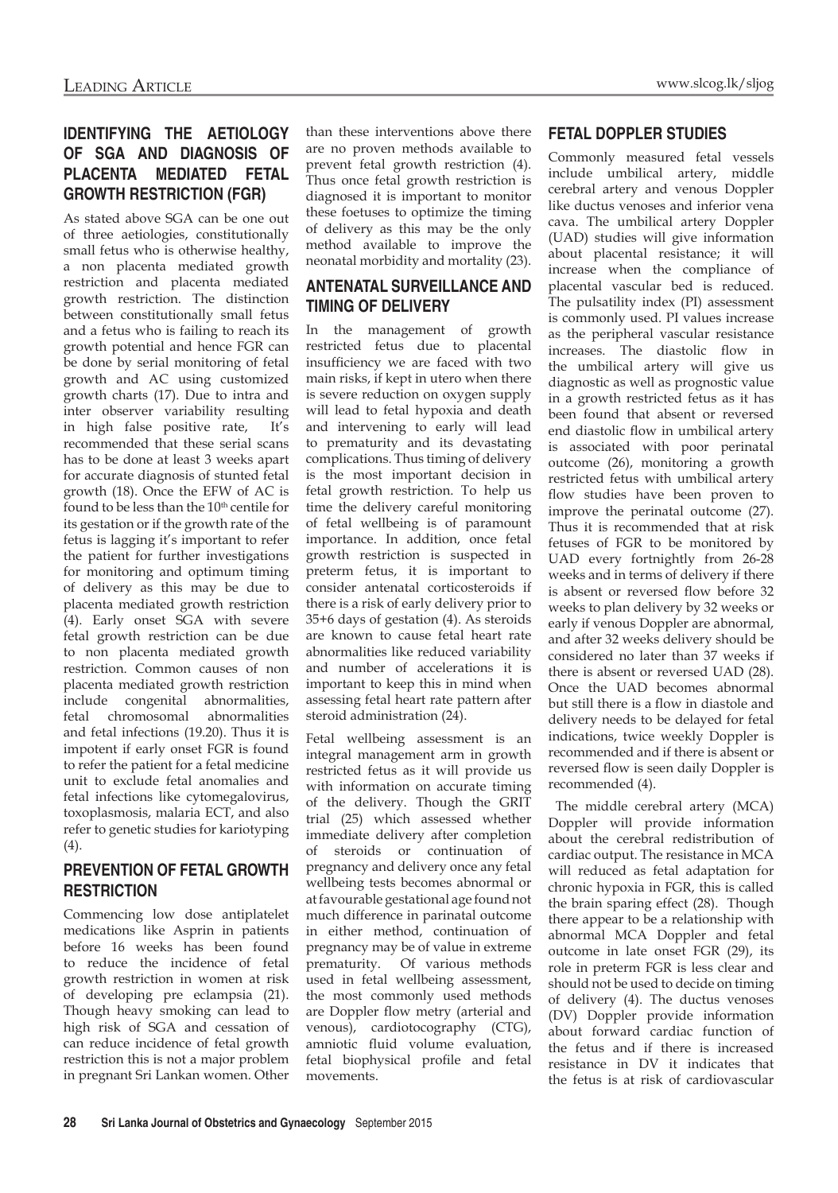## IDENTIFYING THE AETIOLOGY OF SGA AND DIAGNOSIS OF PLACENTA MEDIATED FETAL GROWTH RESTRICTION (FGR)

As stated above SGA can be one out of three aetiologies, constitutionally small fetus who is otherwise healthy, a non placenta mediated growth restriction and placenta mediated growth restriction. The distinction between constitutionally small fetus and a fetus who is failing to reach its growth potential and hence FGR can be done by serial monitoring of fetal growth and AC using customized growth charts (17). Due to intra and inter observer variability resulting in high false positive rate, It's recommended that these serial scans has to be done at least 3 weeks apart for accurate diagnosis of stunted fetal growth (18). Once the EFW of AC is found to be less than the 10th centile for its gestation or if the growth rate of the fetus is lagging it's important to refer the patient for further investigations for monitoring and optimum timing of delivery as this may be due to placenta mediated growth restriction (4). Early onset SGA with severe fetal growth restriction can be due to non placenta mediated growth restriction. Common causes of non placenta mediated growth restriction include congenital abnormalities, fetal chromosomal abnormalities and fetal infections (19.20). Thus it is impotent if early onset FGR is found to refer the patient for a fetal medicine unit to exclude fetal anomalies and fetal infections like cytomegalovirus, toxoplasmosis, malaria ECT, and also refer to genetic studies for karyotyping (4).

## PREVENTION OF FETAL GROWTH RESTRICTION

Commencing low dose antiplatelet medications like Asprin in patients before 16 weeks has been found to reduce the incidence of fetal growth restriction in women at risk of developing pre eclampsia (21). Though heavy smoking can lead to high risk of SGA and cessation of can reduce incidence of fetal growth restriction this is not a major problem in pregnant Sri Lankan women. Other than these interventions above there are no proven methods available to prevent fetal growth restriction (4). Thus once fetal growth restriction is diagnosed it is important to monitor these foetuses to optimize the timing of delivery as this may be the only method available to improve the neonatal morbidity and mortality (23).

## ANTENATAL SURVEILLANCE AND TIMING OF DELIVERY

In the management of growth restricted fetus due to placental insufficiency we are faced with two main risks, if kept in utero when there is severe reduction on oxygen supply will lead to fetal hypoxia and death and intervening to early will lead to prematurity and its devastating complications. Thus timing of delivery is the most important decision in fetal growth restriction. To help us time the delivery careful monitoring of fetal wellbeing is of paramount importance. In addition, once fetal growth restriction is suspected in preterm fetus, it is important to consider antenatal corticosteroids if there is a risk of early delivery prior to 35+6 days of gestation (4). As steroids are known to cause fetal heart rate abnormalities like reduced variability and number of accelerations it is important to keep this in mind when assessing fetal heart rate pattern after steroid administration (24).

Fetal wellbeing assessment is an integral management arm in growth restricted fetus as it will provide us with information on accurate timing of the delivery. Though the GRIT trial (25) which assessed whether immediate delivery after completion of steroids or continuation of pregnancy and delivery once any fetal wellbeing tests becomes abnormal or at favourable gestational age found not much difference in parinatal outcome in either method, continuation of pregnancy may be of value in extreme prematurity. Of various methods used in fetal wellbeing assessment, the most commonly used methods are Doppler flow metry (arterial and venous), cardiotocography (CTG), amniotic fluid volume evaluation, fetal biophysical profile and fetal movements.

## FETAL DOPPLER STUDIES

Commonly measured fetal vessels include umbilical artery, middle cerebral artery and venous Doppler like ductus venoses and inferior vena cava. The umbilical artery Doppler (UAD) studies will give information about placental resistance; it will increase when the compliance of placental vascular bed is reduced. The pulsatility index (PI) assessment is commonly used. PI values increase as the peripheral vascular resistance increases. The diastolic flow in the umbilical artery will give us diagnostic as well as prognostic value in a growth restricted fetus as it has been found that absent or reversed end diastolic flow in umbilical artery is associated with poor perinatal outcome (26), monitoring a growth restricted fetus with umbilical artery flow studies have been proven to improve the perinatal outcome (27). Thus it is recommended that at risk fetuses of FGR to be monitored by UAD every fortnightly from 26-28 weeks and in terms of delivery if there is absent or reversed flow before 32 weeks to plan delivery by 32 weeks or early if venous Doppler are abnormal, and after 32 weeks delivery should be considered no later than 37 weeks if there is absent or reversed UAD (28). Once the UAD becomes abnormal but still there is a flow in diastole and delivery needs to be delayed for fetal indications, twice weekly Doppler is recommended and if there is absent or reversed flow is seen daily Doppler is recommended (4).

The middle cerebral artery (MCA) Doppler will provide information about the cerebral redistribution of cardiac output. The resistance in MCA will reduced as fetal adaptation for chronic hypoxia in FGR, this is called the brain sparing effect (28). Though there appear to be a relationship with abnormal MCA Doppler and fetal outcome in late onset FGR (29), its role in preterm FGR is less clear and should not be used to decide on timing of delivery (4). The ductus venoses (DV) Doppler provide information about forward cardiac function of the fetus and if there is increased resistance in DV it indicates that the fetus is at risk of cardiovascular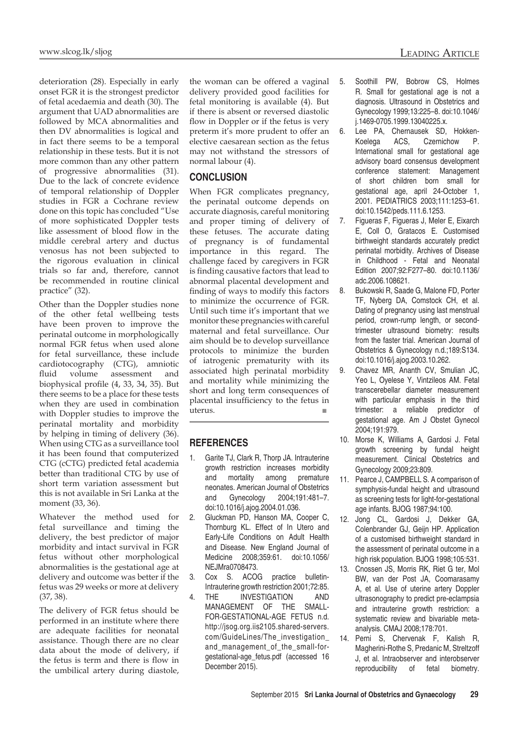deterioration (28). Especially in early onset FGR it is the strongest predictor of fetal acedaemia and death (30). The argument that UAD abnormalities are followed by MCA abnormalities and then DV abnormalities is logical and in fact there seems to be a temporal relationship in these tests. But it is not more common than any other pattern of progressive abnormalities (31). Due to the lack of concrete evidence of temporal relationship of Doppler studies in FGR a Cochrane review done on this topic has concluded "Use of more sophisticated Doppler tests like assessment of blood flow in the middle cerebral artery and ductus venosus has not been subjected to the rigorous evaluation in clinical trials so far and, therefore, cannot be recommended in routine clinical practice" (32).

Other than the Doppler studies none of the other fetal wellbeing tests have been proven to improve the perinatal outcome in morphologically normal FGR fetus when used alone for fetal surveillance, these include cardiotocography (CTG), amniotic fluid volume assessment and biophysical profile (4, 33, 34, 35). But there seems to be a place for these tests when they are used in combination with Doppler studies to improve the perinatal mortality and morbidity by helping in timing of delivery (36). When using CTG as a surveillance tool it has been found that computerized CTG (cCTG) predicted fetal academia better than traditional CTG by use of short term variation assessment but this is not available in Sri Lanka at the moment (33, 36).

Whatever the method used for fetal surveillance and timing the delivery, the best predictor of major morbidity and intact survival in FGR fetus without other morphological abnormalities is the gestational age at delivery and outcome was better if the fetus was 29 weeks or more at delivery (37, 38).

The delivery of FGR fetus should be performed in an institute where there are adequate facilities for neonatal assistance. Though there are no clear data about the mode of delivery, if the fetus is term and there is flow in the umbilical artery during diastole, the woman can be offered a vaginal delivery provided good facilities for fetal monitoring is available (4). But if there is absent or reversed diastolic flow in Doppler or if the fetus is very preterm it's more prudent to offer an elective caesarean section as the fetus may not withstand the stressors of normal labour (4).

## CONCLUSION

When FGR complicates pregnancy, the perinatal outcome depends on accurate diagnosis, careful monitoring and proper timing of delivery of these fetuses. The accurate dating of pregnancy is of fundamental importance in this regard. The challenge faced by caregivers in FGR is finding causative factors that lead to abnormal placental development and finding of ways to modify this factors to minimize the occurrence of FGR. Until such time it's important that we monitor these pregnancies with careful maternal and fetal surveillance. Our aim should be to develop surveillance protocols to minimize the burden of iatrogenic prematurity with its associated high perinatal morbidity and mortality while minimizing the short and long term consequences of placental insufficiency to the fetus in uterus. ■

## REFERENCES

1. Garite TJ, Clark R, Thorp JA. Intrauterine growth restriction increases morbidity and mortality among premature neonates. American Journal of Obstetrics and Gynecology 2004;191:481–7. doi:10.1016/j.ajog.2004.01.036.
2. Gluckman PD, Hanson MA, Cooper C, Thornburg KL. Effect of In Utero and Early-Life Conditions on Adult Health and Disease. New England Journal of Medicine 2008;359:61. doi:10.1056/NEJMra0708473.
3. Cox S. ACOG practice bulletin-Intrauterine growth restriction 2001;72:85.
4. THE INVESTIGATION AND MANAGEMENT OF THE SMALL-FOR-GESTATIONAL-AGE FETUS n.d. http://jsog.org.iis2105.shared-servers.com/GuideLines/The_investigation_and_management_of_the_small-for-gestational-age_fetus.pdf (accessed 16 December 2015).
5. Soothill PW, Bobrow CS, Holmes R. Small for gestational age is not a diagnosis. Ultrasound in Obstetrics and Gynecology 1999;13:225–8. doi:10.1046/j.1469-0705.1999.13040225.x.
6. Lee PA, Chernausek SD, Hokken-Koelega ACS, Czernichow P. International small for gestational age advisory board consensus development conference statement: Management of short children born small for gestational age, april 24-October 1, 2001. PEDIATRICS 2003;111:1253–61. doi:10.1542/peds.111.6.1253.
7. Figueras F, Figueras J, Meler E, Eixarch E, Coll O, Gratacos E. Customised birthweight standards accurately predict perinatal morbidity. Archives of Disease in Childhood - Fetal and Neonatal Edition 2007;92:F277–80. doi:10.1136/adc.2006.108621.
8. Bukowski R, Saade G, Malone FD, Porter TF, Nyberg DA, Comstock CH, et al. Dating of pregnancy using last menstrual period, crown-rump length, or second-trimester ultrasound biometry: results from the faster trial. American Journal of Obstetrics & Gynecology n.d.;189:S134. doi:10.1016/j.ajog.2003.10.262.
9. Chavez MR, Ananth CV, Smulian JC, Yeo L, Oyelese Y, Vintzileos AM. Fetal transcerebellar diameter measurement with particular emphasis in the third trimester: a reliable predictor of gestational age. Am J Obstet Gynecol 2004;191:979.
10. Morse K, Williams A, Gardosi J. Fetal growth screening by fundal height measurement. Clinical Obstetrics and Gynecology 2009;23:809.
11. Pearce J, CAMPBELL S. A comparison of symphysis-fundal height and ultrasound as screening tests for light-for-gestational age infants. BJOG 1987;94:100.
12. Jong CL, Gardosi J, Dekker GA, Colenbrander GJ, Geijn HP. Application of a customised birthweight standard in the assessment of perinatal outcome in a high risk population. BJOG 1998;105:531.
13. Cnossen JS, Morris RK, Riet G ter, Mol BW, van der Post JA, Coomarasamy A, et al. Use of uterine artery Doppler ultrasonography to predict pre-eclampsia and intrauterine growth restriction: a systematic review and bivariable meta-analysis. CMAJ 2008;178:701.
14. Perni S, Chervenak F, Kalish R, Magherini-Rothe S, Predanic M, Streltzoff J, et al. Intraobserver and interobserver reproducibility of fetal biometry.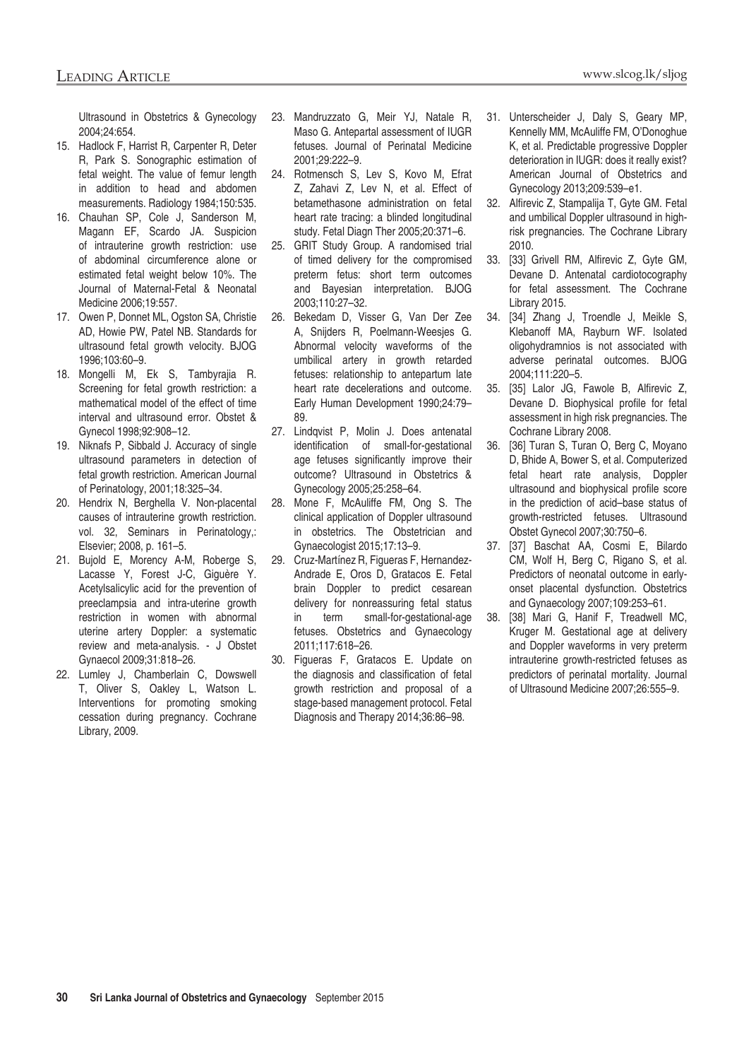Ultrasound in Obstetrics & Gynecology 2004;24:654.

15. Hadlock F, Harrist R, Carpenter R, Deter R, Park S. Sonographic estimation of fetal weight. The value of femur length in addition to head and abdomen measurements. Radiology 1984;150:535.
16. Chauhan SP, Cole J, Sanderson M, Magann EF, Scardo JA. Suspicion of intrauterine growth restriction: use of abdominal circumference alone or estimated fetal weight below 10%. The Journal of Maternal-Fetal & Neonatal Medicine 2006;19:557.
17. Owen P, Donnet ML, Ogston SA, Christie AD, Howie PW, Patel NB. Standards for ultrasound fetal growth velocity. BJOG 1996;103:60–9.
18. Mongelli M, Ek S, Tambyrajia R. Screening for fetal growth restriction: a mathematical model of the effect of time interval and ultrasound error. Obstet & Gynecol 1998;92:908–12.
19. Niknafs P, Sibbald J. Accuracy of single ultrasound parameters in detection of fetal growth restriction. American Journal of Perinatology, 2001;18:325–34.
20. Hendrix N, Berghella V. Non-placental causes of intrauterine growth restriction. vol. 32, Seminars in Perinatology,: Elsevier; 2008, p. 161–5.
21. Bujold E, Morency A-M, Roberge S, Lacasse Y, Forest J-C, Giguère Y. Acetylsalicylic acid for the prevention of preeclampsia and intra-uterine growth restriction in women with abnormal uterine artery Doppler: a systematic review and meta-analysis. - J Obstet Gynaecol 2009;31:818–26.
22. Lumley J, Chamberlain C, Dowswell T, Oliver S, Oakley L, Watson L. Interventions for promoting smoking cessation during pregnancy. Cochrane Library, 2009.
23. Mandruzzato G, Meir YJ, Natale R, Maso G. Antepartal assessment of IUGR fetuses. Journal of Perinatal Medicine 2001;29:222–9.
24. Rotmensch S, Lev S, Kovo M, Efrat Z, Zahavi Z, Lev N, et al. Effect of betamethasone administration on fetal heart rate tracing: a blinded longitudinal study. Fetal Diagn Ther 2005;20:371–6.
25. GRIT Study Group. A randomised trial of timed delivery for the compromised preterm fetus: short term outcomes and Bayesian interpretation. BJOG 2003;110:27–32.
26. Bekedam D, Visser G, Van Der Zee A, Snijders R, Poelmann-Weesjes G. Abnormal velocity waveforms of the umbilical artery in growth retarded fetuses: relationship to antepartum late heart rate decelerations and outcome. Early Human Development 1990;24:79–89.
27. Lindqvist P, Molin J. Does antenatal identification of small-for-gestational age fetuses significantly improve their outcome? Ultrasound in Obstetrics & Gynecology 2005;25:258–64.
28. Mone F, McAuliffe FM, Ong S. The clinical application of Doppler ultrasound in obstetrics. The Obstetrician and Gynaecologist 2015;17:13–9.
29. Cruz-Martínez R, Figueras F, Hernandez-Andrade E, Oros D, Gratacos E. Fetal brain Doppler to predict cesarean delivery for nonreassuring fetal status in term small-for-gestational-age fetuses. Obstetrics and Gynaecology 2011;117:618–26.
30. Figueras F, Gratacos E. Update on the diagnosis and classification of fetal growth restriction and proposal of a stage-based management protocol. Fetal Diagnosis and Therapy 2014;36:86–98.
31. Unterscheider J, Daly S, Geary MP, Kennelly MM, McAuliffe FM, O'Donoghue K, et al. Predictable progressive Doppler deterioration in IUGR: does it really exist? American Journal of Obstetrics and Gynecology 2013;209:539–e1.
32. Alfirevic Z, Stampalija T, Gyte GM. Fetal and umbilical Doppler ultrasound in high-risk pregnancies. The Cochrane Library 2010.
33. [33] Grivell RM, Alfirevic Z, Gyte GM, Devane D. Antenatal cardiotocography for fetal assessment. The Cochrane Library 2015.
34. [34] Zhang J, Troendle J, Meikle S, Klebanoff MA, Rayburn WF. Isolated oligohydramnios is not associated with adverse perinatal outcomes. BJOG 2004;111:220–5.
35. [35] Lalor JG, Fawole B, Alfirevic Z, Devane D. Biophysical profile for fetal assessment in high risk pregnancies. The Cochrane Library 2008.
36. [36] Turan S, Turan O, Berg C, Moyano D, Bhide A, Bower S, et al. Computerized fetal heart rate analysis, Doppler ultrasound and biophysical profile score in the prediction of acid–base status of growth-restricted fetuses. Ultrasound Obstet Gynecol 2007;30:750–6.
37. [37] Baschat AA, Cosmi E, Bilardo CM, Wolf H, Berg C, Rigano S, et al. Predictors of neonatal outcome in early-onset placental dysfunction. Obstetrics and Gynaecology 2007;109:253–61.
38. [38] Mari G, Hanif F, Treadwell MC, Kruger M. Gestational age at delivery and Doppler waveforms in very preterm intrauterine growth-restricted fetuses as predictors of perinatal mortality. Journal of Ultrasound Medicine 2007;26:555–9.